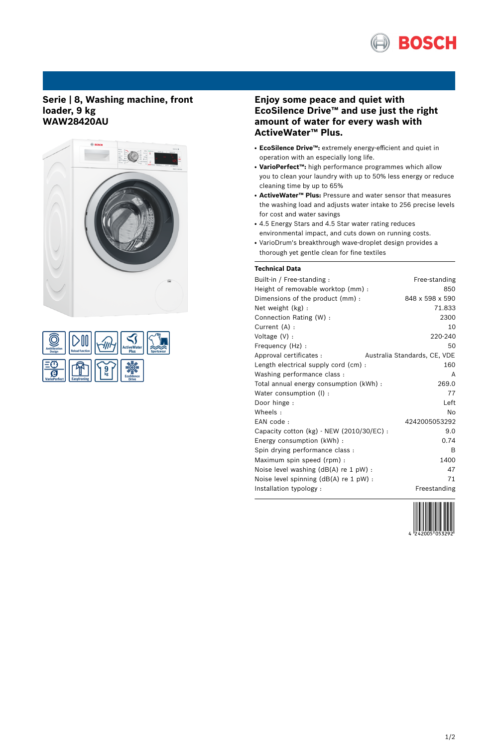# Serie | 8, Washing machine, front loader, 9 kg
# WAW28420AU

## Enjoy some peace and quiet with EcoSilence Drive™ and use just the right amount of water for every wash with ActiveWater™ Plus.

- **EcoSilence Drive™:** extremely energy-efficient and quiet in operation with an especially long life.
- **VarioPerfect™:** high performance programmes which allow you to clean your laundry with up to 50% less energy or reduce cleaning time by up to 65%
- **ActiveWater™ Plus:** Pressure and water sensor that measures the washing load and adjusts water intake to 256 precise levels for cost and water savings
- 4.5 Energy Stars and 4.5 Star water rating reduces environmental impact, and cuts down on running costs.
- VarioDrum's breakthrough wave-droplet design provides a thorough yet gentle clean for fine textiles

### Technical Data

| | |
|---|---|
| Built-in / Free-standing : | Free-standing |
| Height of removable worktop (mm) : | 850 |
| Dimensions of the product (mm) : | 848 x 598 x 590 |
| Net weight (kg) : | 71.833 |
| Connection Rating (W) : | 2300 |
| Current (A) : | 10 |
| Voltage (V) : | 220-240 |
| Frequency (Hz) : | 50 |
| Approval certificates : | Australia Standards, CE, VDE |
| Length electrical supply cord (cm) : | 160 |
| Washing performance class : | A |
| Total annual energy consumption (kWh) : | 269.0 |
| Water consumption (l) : | 77 |
| Door hinge : | Left |
| Wheels : | No |
| EAN code : | 4242005053292 |
| Capacity cotton (kg) - NEW (2010/30/EC) : | 9.0 |
| Energy consumption (kWh) : | 0.74 |
| Spin drying performance class : | B |
| Maximum spin speed (rpm) : | 1400 |
| Noise level washing (dB(A) re 1 pW) : | 47 |
| Noise level spinning (dB(A) re 1 pW) : | 71 |
| Installation typology : | Freestanding |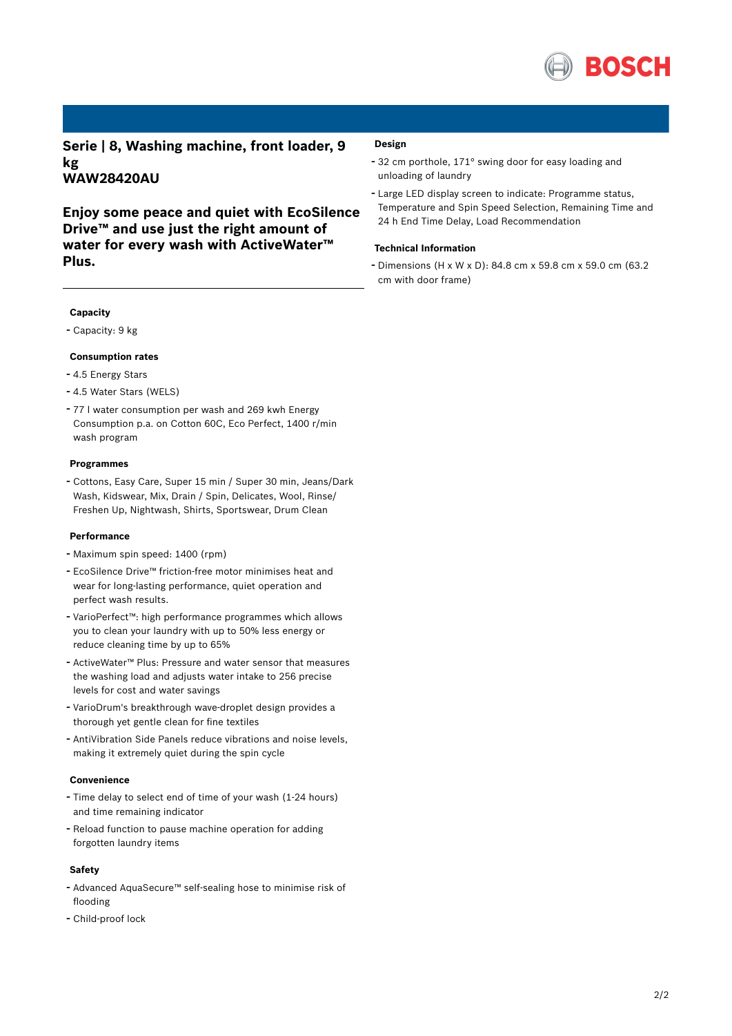## Serie | 8, Washing machine, front loader, 9 kg
## WAW28420AU

## Enjoy some peace and quiet with EcoSilence Drive™ and use just the right amount of water for every wash with ActiveWater™ Plus.

#### Capacity

- Capacity: 9 kg

#### Consumption rates

- 4.5 Energy Stars
- 4.5 Water Stars (WELS)
- 77 l water consumption per wash and 269 kwh Energy Consumption p.a. on Cotton 60C, Eco Perfect, 1400 r/min wash program

#### Programmes

- Cottons, Easy Care, Super 15 min / Super 30 min, Jeans/Dark Wash, Kidswear, Mix, Drain / Spin, Delicates, Wool, Rinse/ Freshen Up, Nightwash, Shirts, Sportswear, Drum Clean

#### Performance

- Maximum spin speed: 1400 (rpm)
- EcoSilence Drive™ friction-free motor minimises heat and wear for long-lasting performance, quiet operation and perfect wash results.
- VarioPerfect™: high performance programmes which allows you to clean your laundry with up to 50% less energy or reduce cleaning time by up to 65%
- ActiveWater™ Plus: Pressure and water sensor that measures the washing load and adjusts water intake to 256 precise levels for cost and water savings
- VarioDrum's breakthrough wave-droplet design provides a thorough yet gentle clean for fine textiles
- AntiVibration Side Panels reduce vibrations and noise levels, making it extremely quiet during the spin cycle

#### Convenience

- Time delay to select end of time of your wash (1-24 hours) and time remaining indicator
- Reload function to pause machine operation for adding forgotten laundry items

#### Safety

- Advanced AquaSecure™ self-sealing hose to minimise risk of flooding
- Child-proof lock

#### Design

- 32 cm porthole, 171° swing door for easy loading and unloading of laundry
- Large LED display screen to indicate: Programme status, Temperature and Spin Speed Selection, Remaining Time and 24 h End Time Delay, Load Recommendation

#### Technical Information

- Dimensions (H x W x D): 84.8 cm x 59.8 cm x 59.0 cm (63.2 cm with door frame)